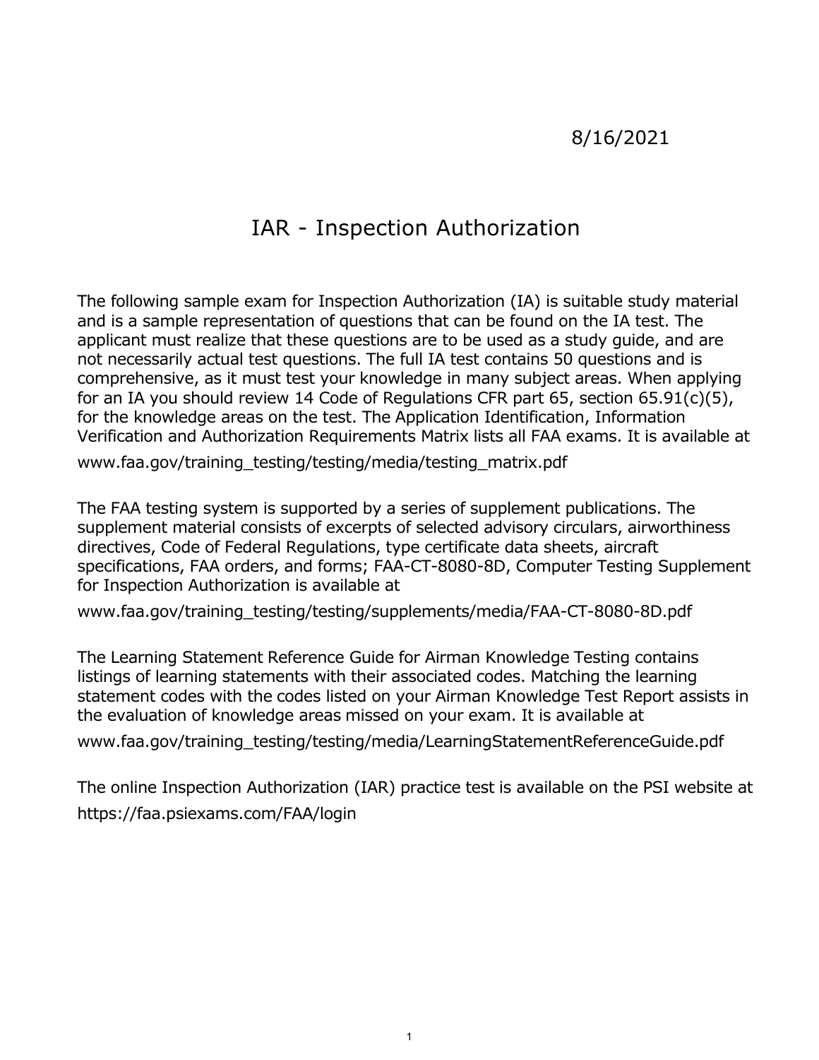8/16/2021

# IAR - Inspection Authorization

The following sample exam for Inspection Authorization (IA) is suitable study material and is a sample representation of questions that can be found on the IA test. The applicant must realize that these questions are to be used as a study guide, and are not necessarily actual test questions. The full IA test contains 50 questions and is comprehensive, as it must test your knowledge in many subject areas. When applying for an IA you should review 14 Code of Regulations CFR part 65, section 65.91(c)(5), for the knowledge areas on the test. The Application Identification, Information Verification and Authorization Requirements Matrix lists all FAA exams. It is available at

www.faa.gov/training_testing/testing/media/testing_matrix.pdf

The FAA testing system is supported by a series of supplement publications. The supplement material consists of excerpts of selected advisory circulars, airworthiness directives, Code of Federal Regulations, type certificate data sheets, aircraft specifications, FAA orders, and forms; FAA-CT-8080-8D, Computer Testing Supplement for Inspection Authorization is available at

www.faa.gov/training_testing/testing/supplements/media/FAA-CT-8080-8D.pdf

The Learning Statement Reference Guide for Airman Knowledge Testing contains listings of learning statements with their associated codes. Matching the learning statement codes with the codes listed on your Airman Knowledge Test Report assists in the evaluation of knowledge areas missed on your exam. It is available at

www.faa.gov/training_testing/testing/media/LearningStatementReferenceGuide.pdf

The online Inspection Authorization (IAR) practice test is available on the PSI website at https://faa.psiexams.com/FAA/login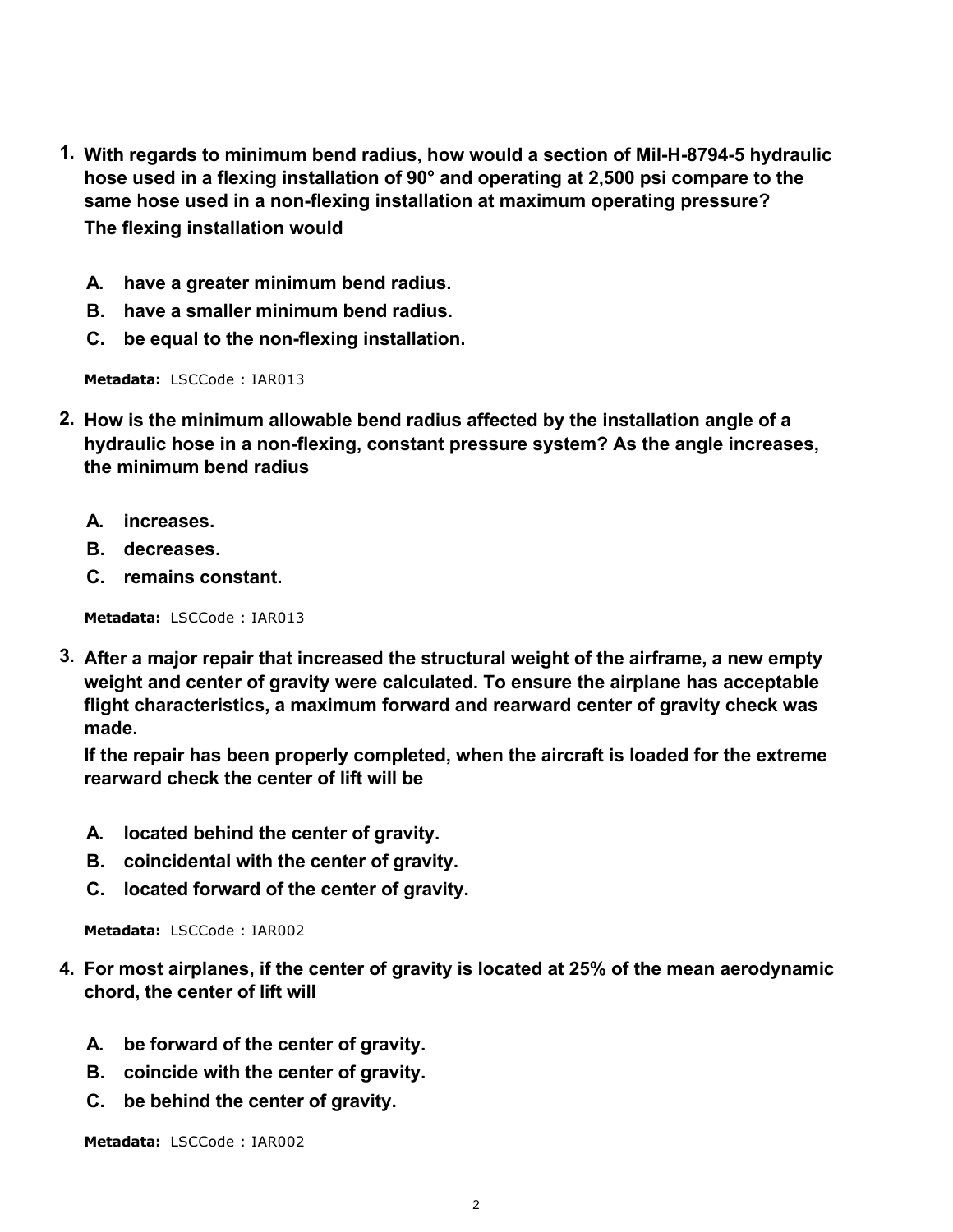1. **With regards to minimum bend radius, how would a section of Mil-H-8794-5 hydraulic hose used in a flexing installation of 90° and operating at 2,500 psi compare to the same hose used in a non-flexing installation at maximum operating pressure? The flexing installation would**

   **A. have a greater minimum bend radius.**
   **B. have a smaller minimum bend radius.**
   **C. be equal to the non-flexing installation.**

   **Metadata:** LSCCode : IAR013

2. **How is the minimum allowable bend radius affected by the installation angle of a hydraulic hose in a non-flexing, constant pressure system? As the angle increases, the minimum bend radius**

   **A. increases.**
   **B. decreases.**
   **C. remains constant.**

   **Metadata:** LSCCode : IAR013

3. **After a major repair that increased the structural weight of the airframe, a new empty weight and center of gravity were calculated. To ensure the airplane has acceptable flight characteristics, a maximum forward and rearward center of gravity check was made.**
   **If the repair has been properly completed, when the aircraft is loaded for the extreme rearward check the center of lift will be**

   **A. located behind the center of gravity.**
   **B. coincidental with the center of gravity.**
   **C. located forward of the center of gravity.**

   **Metadata:** LSCCode : IAR002

4. **For most airplanes, if the center of gravity is located at 25% of the mean aerodynamic chord, the center of lift will**

   **A. be forward of the center of gravity.**
   **B. coincide with the center of gravity.**
   **C. be behind the center of gravity.**

   **Metadata:** LSCCode : IAR002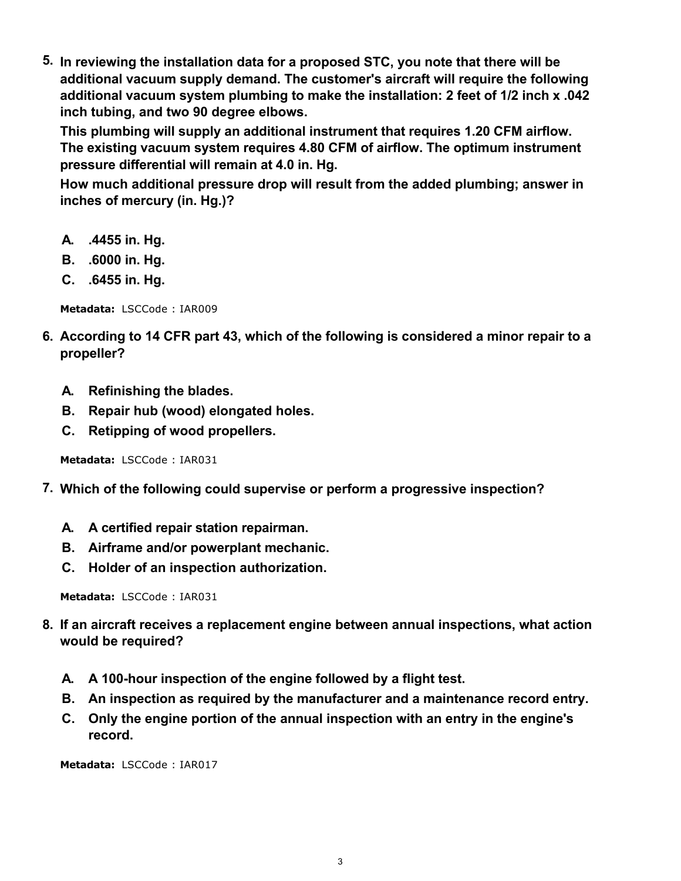**5. In reviewing the installation data for a proposed STC, you note that there will be additional vacuum supply demand. The customer's aircraft will require the following additional vacuum system plumbing to make the installation: 2 feet of 1/2 inch x .042 inch tubing, and two 90 degree elbows.**

**This plumbing will supply an additional instrument that requires 1.20 CFM airflow. The existing vacuum system requires 4.80 CFM of airflow. The optimum instrument pressure differential will remain at 4.0 in. Hg.**

**How much additional pressure drop will result from the added plumbing; answer in inches of mercury (in. Hg.)?**

- **A. .4455 in. Hg.**
- **B. .6000 in. Hg.**
- **C. .6455 in. Hg.**

**Metadata:** LSCCode : IAR009

**6. According to 14 CFR part 43, which of the following is considered a minor repair to a propeller?**

- **A. Refinishing the blades.**
- **B. Repair hub (wood) elongated holes.**
- **C. Retipping of wood propellers.**

**Metadata:** LSCCode : IAR031

**7. Which of the following could supervise or perform a progressive inspection?**

- **A. A certified repair station repairman.**
- **B. Airframe and/or powerplant mechanic.**
- **C. Holder of an inspection authorization.**

**Metadata:** LSCCode : IAR031

**8. If an aircraft receives a replacement engine between annual inspections, what action would be required?**

- **A. A 100-hour inspection of the engine followed by a flight test.**
- **B. An inspection as required by the manufacturer and a maintenance record entry.**
- **C. Only the engine portion of the annual inspection with an entry in the engine's record.**

**Metadata:** LSCCode : IAR017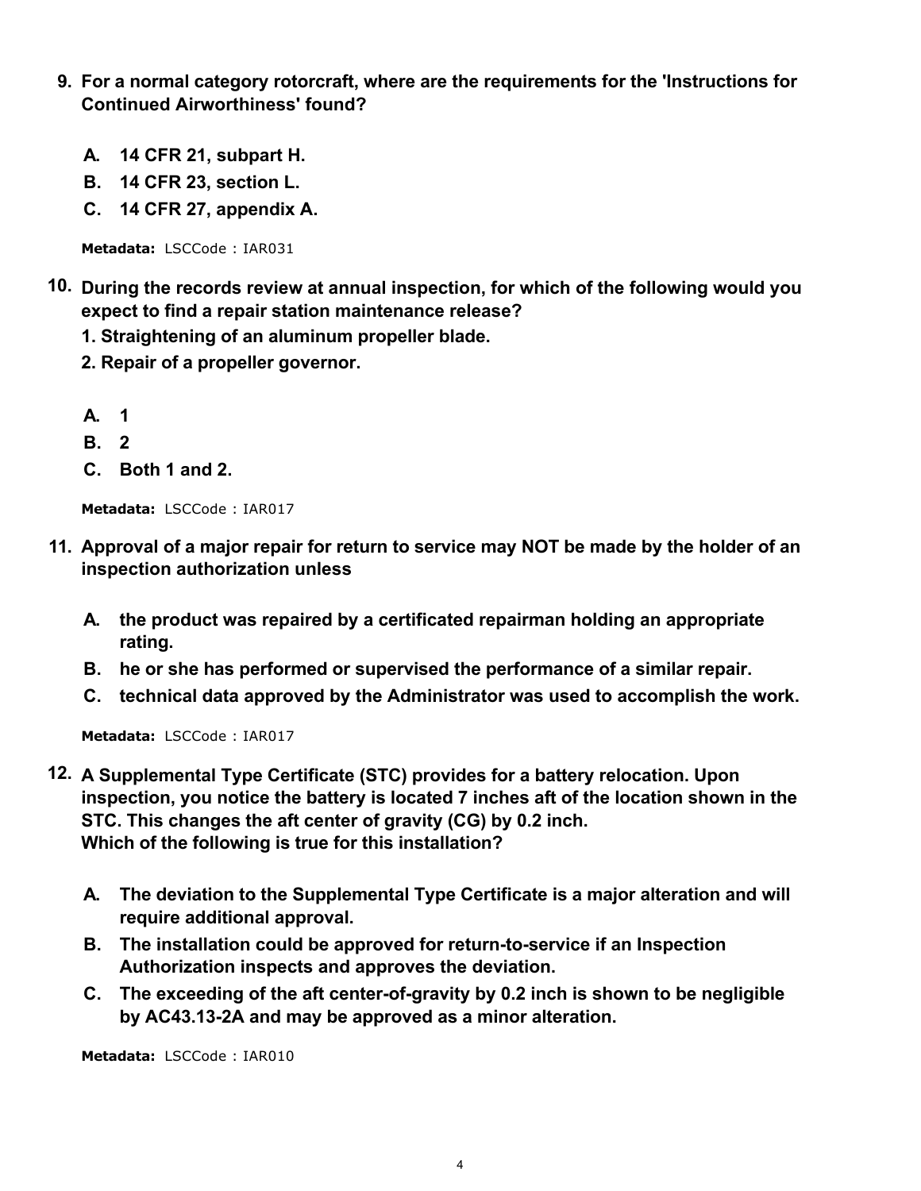9. **For a normal category rotorcraft, where are the requirements for the 'Instructions for Continued Airworthiness' found?**

   - **A. 14 CFR 21, subpart H.**
   - **B. 14 CFR 23, section L.**
   - **C. 14 CFR 27, appendix A.**

   **Metadata:** LSCCode : IAR031

10. **During the records review at annual inspection, for which of the following would you expect to find a repair station maintenance release?**
    **1. Straightening of an aluminum propeller blade.**
    **2. Repair of a propeller governor.**

    - **A. 1**
    - **B. 2**
    - **C. Both 1 and 2.**

    **Metadata:** LSCCode : IAR017

11. **Approval of a major repair for return to service may NOT be made by the holder of an inspection authorization unless**

    - **A. the product was repaired by a certificated repairman holding an appropriate rating.**
    - **B. he or she has performed or supervised the performance of a similar repair.**
    - **C. technical data approved by the Administrator was used to accomplish the work.**

    **Metadata:** LSCCode : IAR017

12. **A Supplemental Type Certificate (STC) provides for a battery relocation. Upon inspection, you notice the battery is located 7 inches aft of the location shown in the STC. This changes the aft center of gravity (CG) by 0.2 inch.**
    **Which of the following is true for this installation?**

    - **A. The deviation to the Supplemental Type Certificate is a major alteration and will require additional approval.**
    - **B. The installation could be approved for return-to-service if an Inspection Authorization inspects and approves the deviation.**
    - **C. The exceeding of the aft center-of-gravity by 0.2 inch is shown to be negligible by AC43.13-2A and may be approved as a minor alteration.**

    **Metadata:** LSCCode : IAR010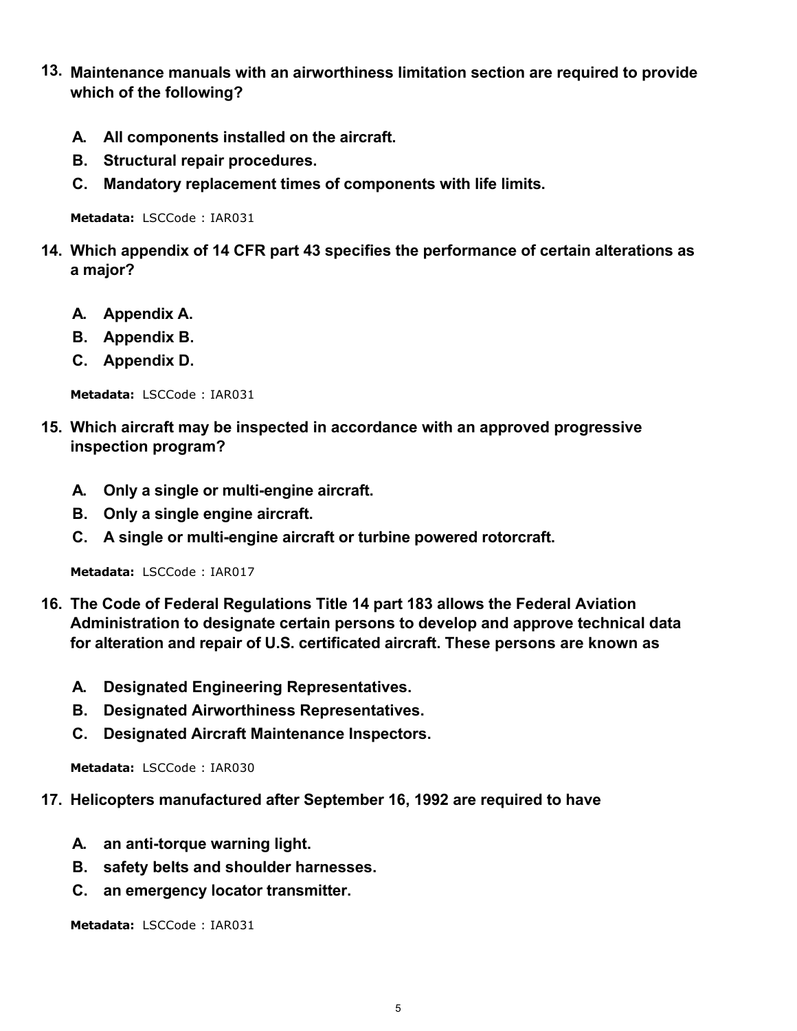**13. Maintenance manuals with an airworthiness limitation section are required to provide which of the following?**

- **A. All components installed on the aircraft.**
- **B. Structural repair procedures.**
- **C. Mandatory replacement times of components with life limits.**

**Metadata:** LSCCode : IAR031

**14. Which appendix of 14 CFR part 43 specifies the performance of certain alterations as a major?**

- **A. Appendix A.**
- **B. Appendix B.**
- **C. Appendix D.**

**Metadata:** LSCCode : IAR031

**15. Which aircraft may be inspected in accordance with an approved progressive inspection program?**

- **A. Only a single or multi-engine aircraft.**
- **B. Only a single engine aircraft.**
- **C. A single or multi-engine aircraft or turbine powered rotorcraft.**

**Metadata:** LSCCode : IAR017

**16. The Code of Federal Regulations Title 14 part 183 allows the Federal Aviation Administration to designate certain persons to develop and approve technical data for alteration and repair of U.S. certificated aircraft. These persons are known as**

- **A. Designated Engineering Representatives.**
- **B. Designated Airworthiness Representatives.**
- **C. Designated Aircraft Maintenance Inspectors.**

**Metadata:** LSCCode : IAR030

**17. Helicopters manufactured after September 16, 1992 are required to have**

- **A. an anti-torque warning light.**
- **B. safety belts and shoulder harnesses.**
- **C. an emergency locator transmitter.**

**Metadata:** LSCCode : IAR031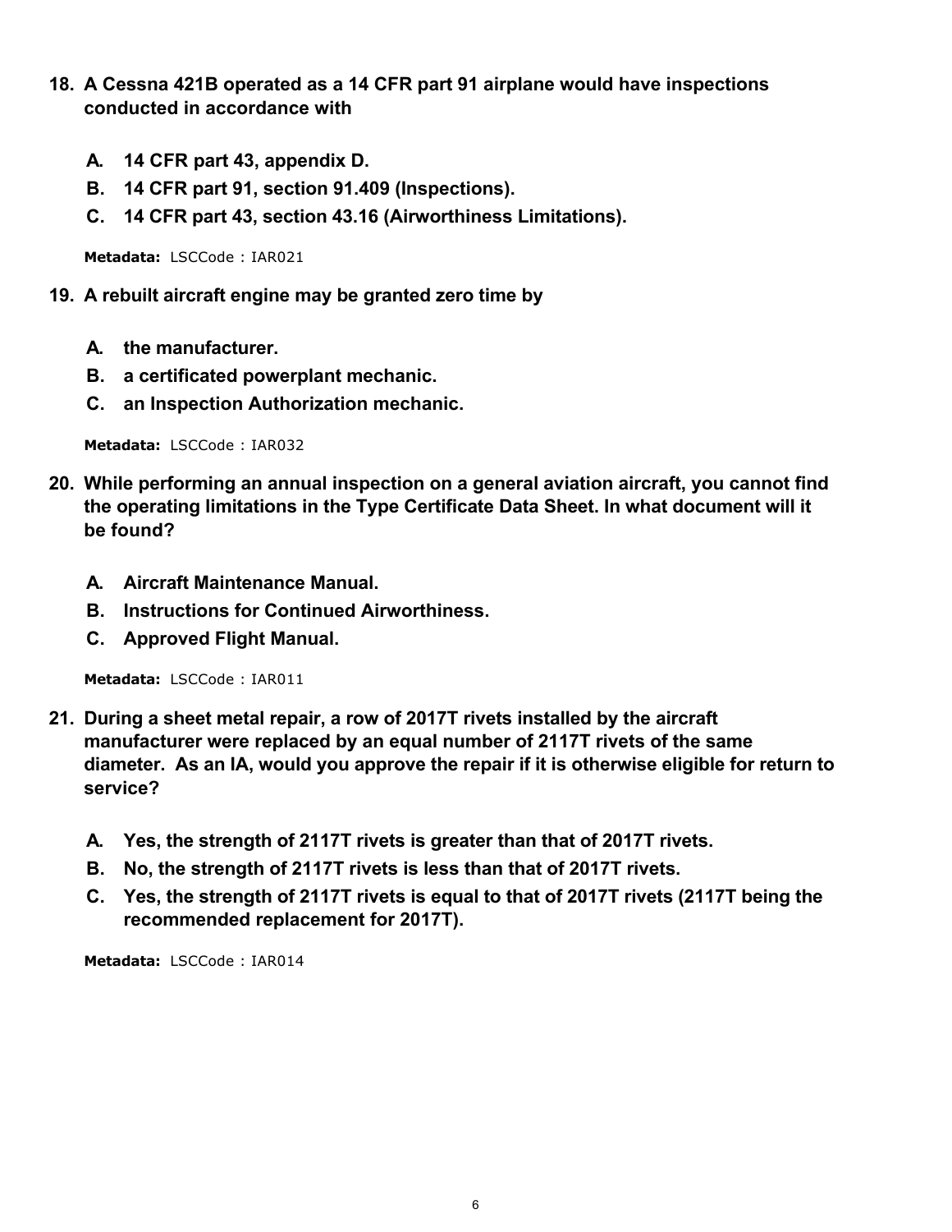**18. A Cessna 421B operated as a 14 CFR part 91 airplane would have inspections conducted in accordance with**

- **A. 14 CFR part 43, appendix D.**
- **B. 14 CFR part 91, section 91.409 (Inspections).**
- **C. 14 CFR part 43, section 43.16 (Airworthiness Limitations).**

**Metadata:** LSCCode : IAR021

**19. A rebuilt aircraft engine may be granted zero time by**

- **A. the manufacturer.**
- **B. a certificated powerplant mechanic.**
- **C. an Inspection Authorization mechanic.**

**Metadata:** LSCCode : IAR032

**20. While performing an annual inspection on a general aviation aircraft, you cannot find the operating limitations in the Type Certificate Data Sheet. In what document will it be found?**

- **A. Aircraft Maintenance Manual.**
- **B. Instructions for Continued Airworthiness.**
- **C. Approved Flight Manual.**

**Metadata:** LSCCode : IAR011

**21. During a sheet metal repair, a row of 2017T rivets installed by the aircraft manufacturer were replaced by an equal number of 2117T rivets of the same diameter. As an IA, would you approve the repair if it is otherwise eligible for return to service?**

- **A. Yes, the strength of 2117T rivets is greater than that of 2017T rivets.**
- **B. No, the strength of 2117T rivets is less than that of 2017T rivets.**
- **C. Yes, the strength of 2117T rivets is equal to that of 2017T rivets (2117T being the recommended replacement for 2017T).**

**Metadata:** LSCCode : IAR014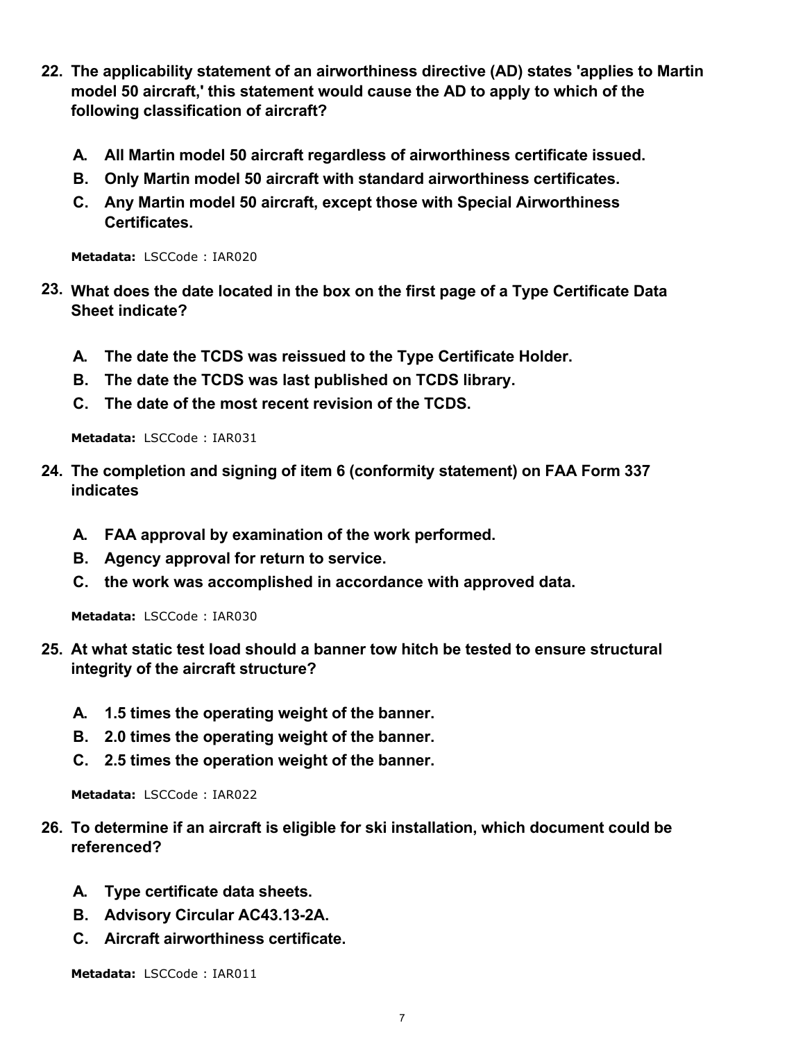**22. The applicability statement of an airworthiness directive (AD) states 'applies to Martin model 50 aircraft,' this statement would cause the AD to apply to which of the following classification of aircraft?**

- **A. All Martin model 50 aircraft regardless of airworthiness certificate issued.**
- **B. Only Martin model 50 aircraft with standard airworthiness certificates.**
- **C. Any Martin model 50 aircraft, except those with Special Airworthiness Certificates.**

**Metadata:** LSCCode : IAR020

**23. What does the date located in the box on the first page of a Type Certificate Data Sheet indicate?**

- **A. The date the TCDS was reissued to the Type Certificate Holder.**
- **B. The date the TCDS was last published on TCDS library.**
- **C. The date of the most recent revision of the TCDS.**

**Metadata:** LSCCode : IAR031

**24. The completion and signing of item 6 (conformity statement) on FAA Form 337 indicates**

- **A. FAA approval by examination of the work performed.**
- **B. Agency approval for return to service.**
- **C. the work was accomplished in accordance with approved data.**

**Metadata:** LSCCode : IAR030

**25. At what static test load should a banner tow hitch be tested to ensure structural integrity of the aircraft structure?**

- **A. 1.5 times the operating weight of the banner.**
- **B. 2.0 times the operating weight of the banner.**
- **C. 2.5 times the operation weight of the banner.**

**Metadata:** LSCCode : IAR022

**26. To determine if an aircraft is eligible for ski installation, which document could be referenced?**

- **A. Type certificate data sheets.**
- **B. Advisory Circular AC43.13-2A.**
- **C. Aircraft airworthiness certificate.**

**Metadata:** LSCCode : IAR011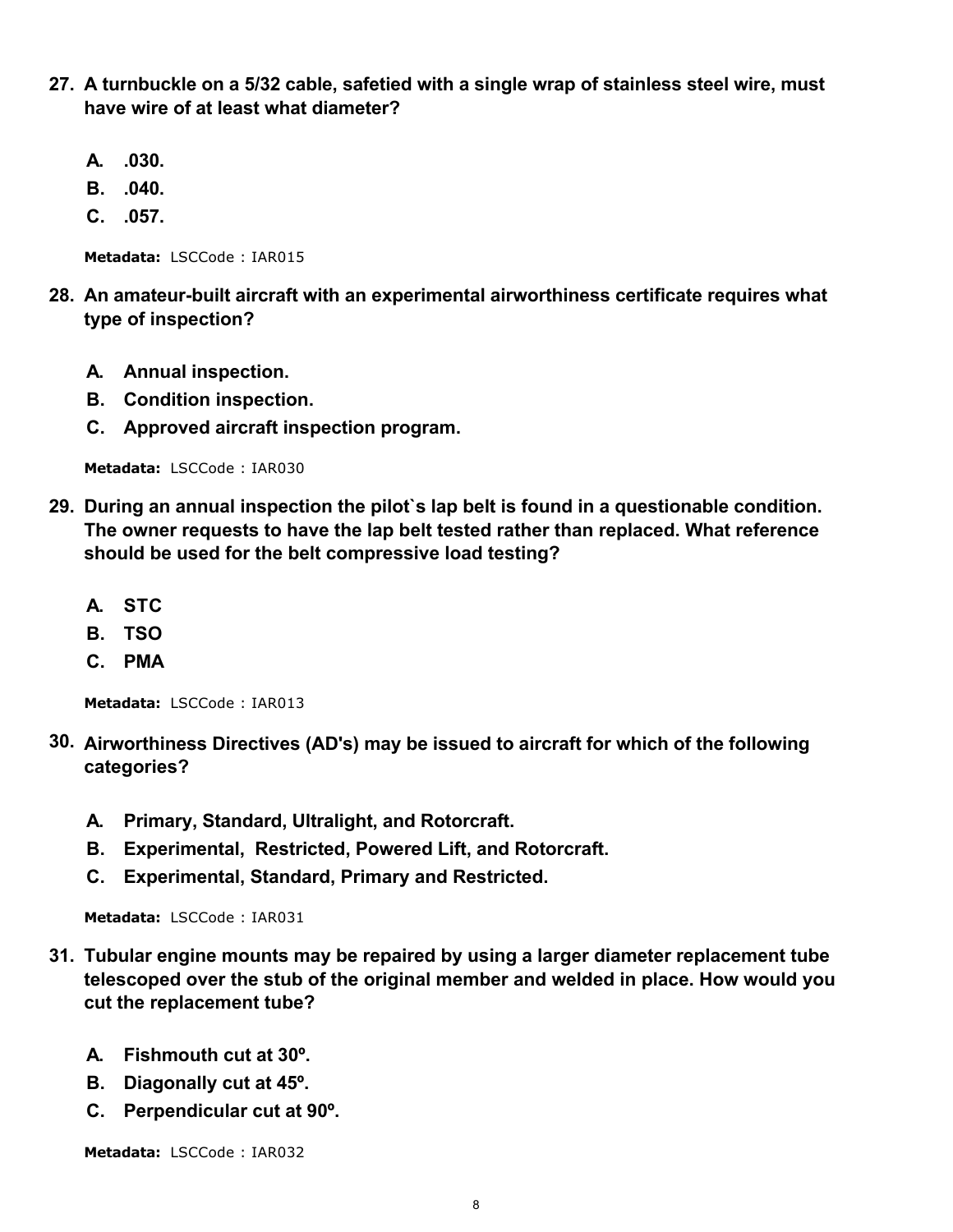**27. A turnbuckle on a 5/32 cable, safetied with a single wrap of stainless steel wire, must have wire of at least what diameter?**

- **A. .030.**
- **B. .040.**
- **C. .057.**

**Metadata:** LSCCode : IAR015

**28. An amateur-built aircraft with an experimental airworthiness certificate requires what type of inspection?**

- **A. Annual inspection.**
- **B. Condition inspection.**
- **C. Approved aircraft inspection program.**

**Metadata:** LSCCode : IAR030

**29. During an annual inspection the pilot`s lap belt is found in a questionable condition. The owner requests to have the lap belt tested rather than replaced. What reference should be used for the belt compressive load testing?**

- **A. STC**
- **B. TSO**
- **C. PMA**

**Metadata:** LSCCode : IAR013

**30. Airworthiness Directives (AD's) may be issued to aircraft for which of the following categories?**

- **A. Primary, Standard, Ultralight, and Rotorcraft.**
- **B. Experimental, Restricted, Powered Lift, and Rotorcraft.**
- **C. Experimental, Standard, Primary and Restricted.**

**Metadata:** LSCCode : IAR031

**31. Tubular engine mounts may be repaired by using a larger diameter replacement tube telescoped over the stub of the original member and welded in place. How would you cut the replacement tube?**

- **A. Fishmouth cut at 30º.**
- **B. Diagonally cut at 45º.**
- **C. Perpendicular cut at 90º.**

**Metadata:** LSCCode : IAR032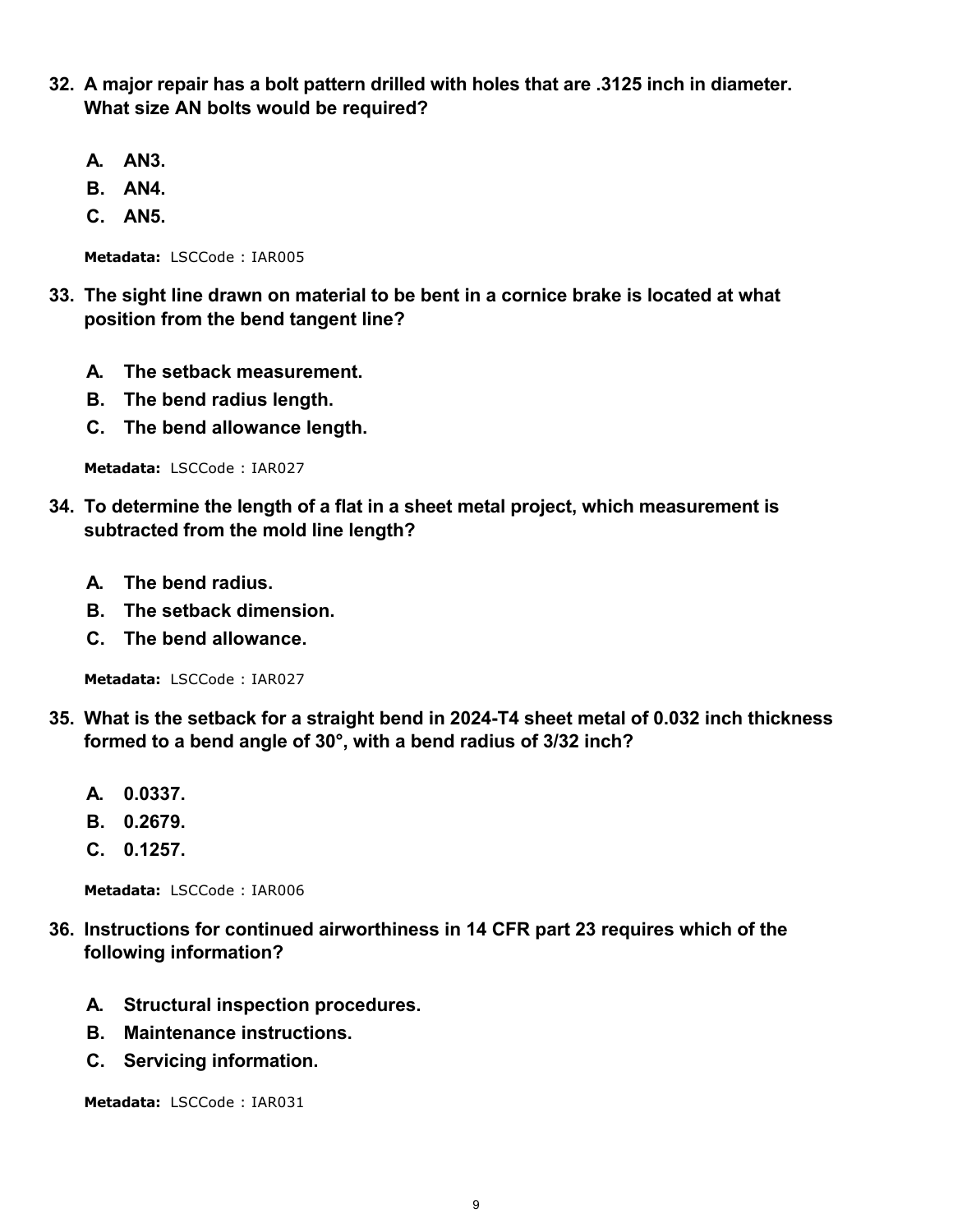**32. A major repair has a bolt pattern drilled with holes that are .3125 inch in diameter. What size AN bolts would be required?**

- **A. AN3.**
- **B. AN4.**
- **C. AN5.**

**Metadata:** LSCCode : IAR005

**33. The sight line drawn on material to be bent in a cornice brake is located at what position from the bend tangent line?**

- **A. The setback measurement.**
- **B. The bend radius length.**
- **C. The bend allowance length.**

**Metadata:** LSCCode : IAR027

**34. To determine the length of a flat in a sheet metal project, which measurement is subtracted from the mold line length?**

- **A. The bend radius.**
- **B. The setback dimension.**
- **C. The bend allowance.**

**Metadata:** LSCCode : IAR027

**35. What is the setback for a straight bend in 2024-T4 sheet metal of 0.032 inch thickness formed to a bend angle of 30°, with a bend radius of 3/32 inch?**

- **A. 0.0337.**
- **B. 0.2679.**
- **C. 0.1257.**

**Metadata:** LSCCode : IAR006

**36. Instructions for continued airworthiness in 14 CFR part 23 requires which of the following information?**

- **A. Structural inspection procedures.**
- **B. Maintenance instructions.**
- **C. Servicing information.**

**Metadata:** LSCCode : IAR031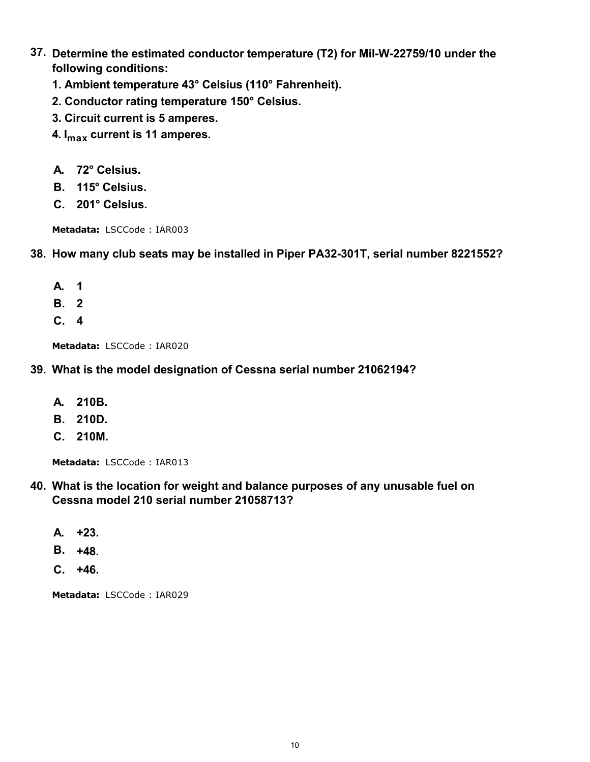37. **Determine the estimated conductor temperature (T2) for Mil-W-22759/10 under the following conditions:**
    **1. Ambient temperature 43° Celsius (110° Fahrenheit).**
    **2. Conductor rating temperature 150° Celsius.**
    **3. Circuit current is 5 amperes.**
    **4. $I_{max}$ current is 11 amperes.**

    **A. 72° Celsius.**
    **B. 115° Celsius.**
    **C. 201° Celsius.**

    **Metadata:** LSCCode : IAR003

38. **How many club seats may be installed in Piper PA32-301T, serial number 8221552?**

    **A. 1**
    **B. 2**
    **C. 4**

    **Metadata:** LSCCode : IAR020

39. **What is the model designation of Cessna serial number 21062194?**

    **A. 210B.**
    **B. 210D.**
    **C. 210M.**

    **Metadata:** LSCCode : IAR013

40. **What is the location for weight and balance purposes of any unusable fuel on Cessna model 210 serial number 21058713?**

    **A. +23.**
    **B. +48.**
    **C. +46.**

    **Metadata:** LSCCode : IAR029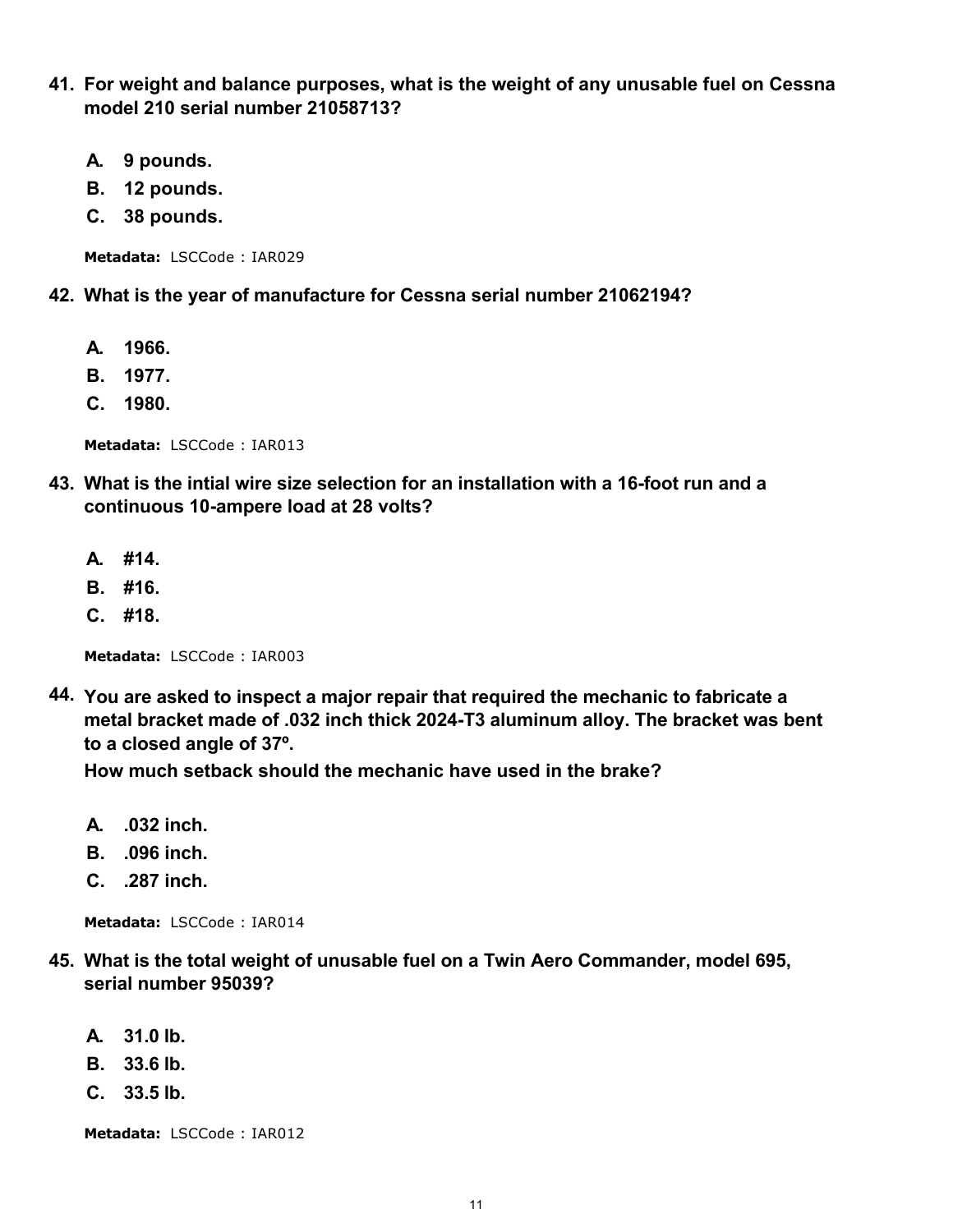41. **For weight and balance purposes, what is the weight of any unusable fuel on Cessna model 210 serial number 21058713?**

    **A. 9 pounds.**
    **B. 12 pounds.**
    **C. 38 pounds.**

    **Metadata:** LSCCode : IAR029

42. **What is the year of manufacture for Cessna serial number 21062194?**

    **A. 1966.**
    **B. 1977.**
    **C. 1980.**

    **Metadata:** LSCCode : IAR013

43. **What is the intial wire size selection for an installation with a 16-foot run and a continuous 10-ampere load at 28 volts?**

    **A. #14.**
    **B. #16.**
    **C. #18.**

    **Metadata:** LSCCode : IAR003

44. **You are asked to inspect a major repair that required the mechanic to fabricate a metal bracket made of .032 inch thick 2024-T3 aluminum alloy. The bracket was bent to a closed angle of 37º.**
    **How much setback should the mechanic have used in the brake?**

    **A. .032 inch.**
    **B. .096 inch.**
    **C. .287 inch.**

    **Metadata:** LSCCode : IAR014

45. **What is the total weight of unusable fuel on a Twin Aero Commander, model 695, serial number 95039?**

    **A. 31.0 lb.**
    **B. 33.6 lb.**
    **C. 33.5 lb.**

    **Metadata:** LSCCode : IAR012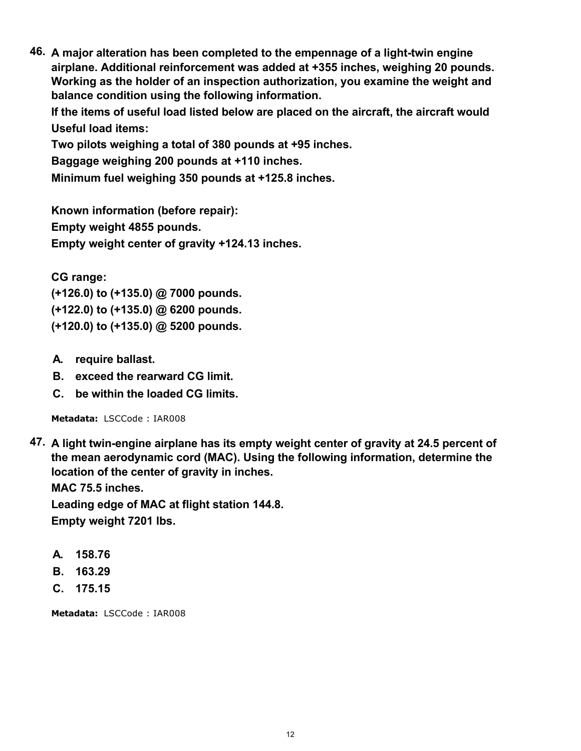**46. A major alteration has been completed to the empennage of a light-twin engine airplane. Additional reinforcement was added at +355 inches, weighing 20 pounds. Working as the holder of an inspection authorization, you examine the weight and balance condition using the following information.**

**If the items of useful load listed below are placed on the aircraft, the aircraft would**

**Useful load items:**

**Two pilots weighing a total of 380 pounds at +95 inches.**

**Baggage weighing 200 pounds at +110 inches.**

**Minimum fuel weighing 350 pounds at +125.8 inches.**

**Known information (before repair):**

**Empty weight 4855 pounds.**

**Empty weight center of gravity +124.13 inches.**

**CG range:**

**(+126.0) to (+135.0) @ 7000 pounds.**

**(+122.0) to (+135.0) @ 6200 pounds.**

**(+120.0) to (+135.0) @ 5200 pounds.**

- **A.** **require ballast.**
- **B.** **exceed the rearward CG limit.**
- **C.** **be within the loaded CG limits.**

**Metadata:** LSCCode : IAR008

**47. A light twin-engine airplane has its empty weight center of gravity at 24.5 percent of the mean aerodynamic cord (MAC). Using the following information, determine the location of the center of gravity in inches.**

**MAC 75.5 inches.**

**Leading edge of MAC at flight station 144.8.**

**Empty weight 7201 lbs.**

- **A.** **158.76**
- **B.** **163.29**
- **C.** **175.15**

**Metadata:** LSCCode : IAR008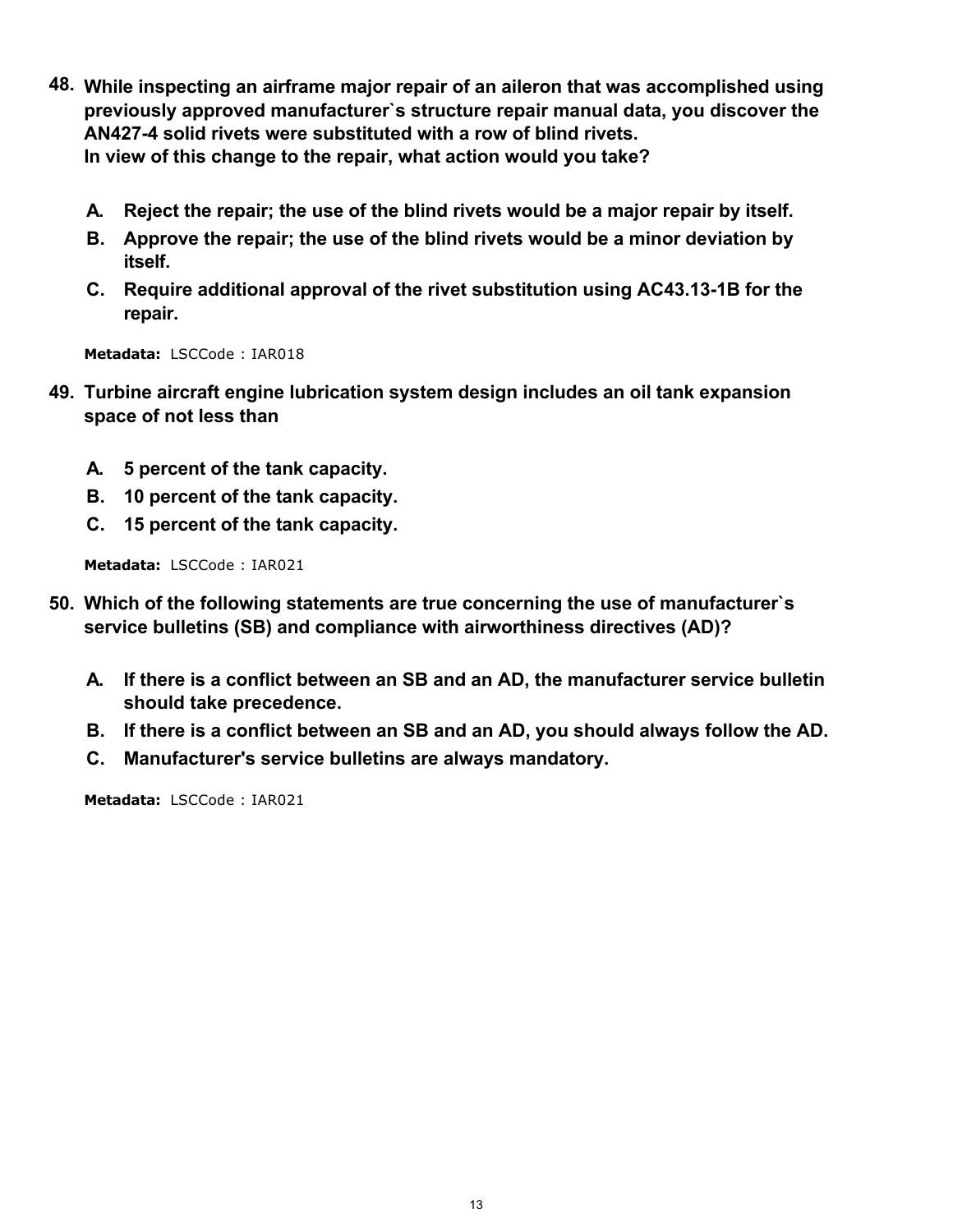**48. While inspecting an airframe major repair of an aileron that was accomplished using previously approved manufacturer`s structure repair manual data, you discover the AN427-4 solid rivets were substituted with a row of blind rivets. In view of this change to the repair, what action would you take?**

- **A. Reject the repair; the use of the blind rivets would be a major repair by itself.**
- **B. Approve the repair; the use of the blind rivets would be a minor deviation by itself.**
- **C. Require additional approval of the rivet substitution using AC43.13-1B for the repair.**

**Metadata:** LSCCode : IAR018

**49. Turbine aircraft engine lubrication system design includes an oil tank expansion space of not less than**

- **A. 5 percent of the tank capacity.**
- **B. 10 percent of the tank capacity.**
- **C. 15 percent of the tank capacity.**

**Metadata:** LSCCode : IAR021

**50. Which of the following statements are true concerning the use of manufacturer`s service bulletins (SB) and compliance with airworthiness directives (AD)?**

- **A. If there is a conflict between an SB and an AD, the manufacturer service bulletin should take precedence.**
- **B. If there is a conflict between an SB and an AD, you should always follow the AD.**
- **C. Manufacturer's service bulletins are always mandatory.**

**Metadata:** LSCCode : IAR021